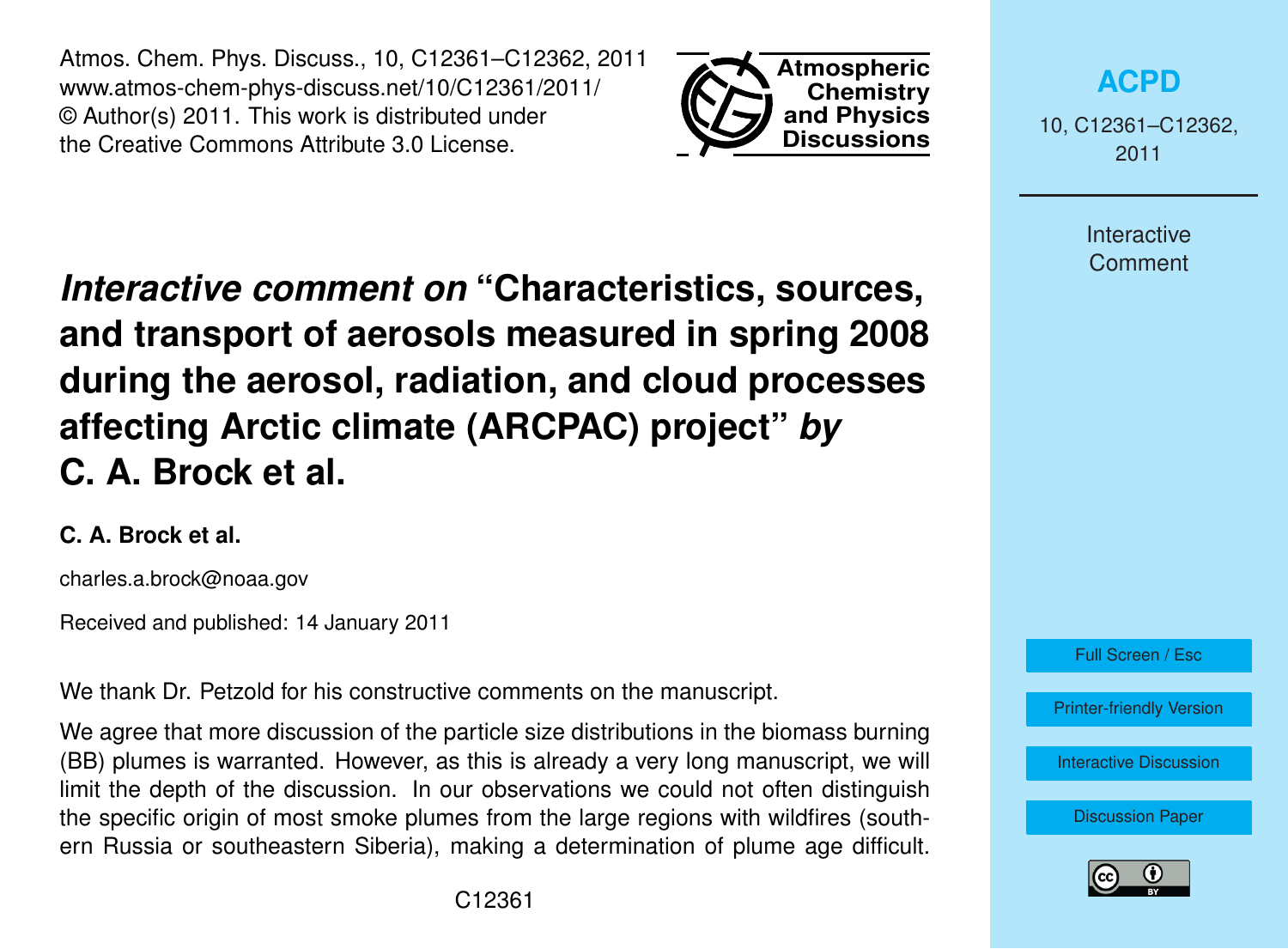# *Interactive comment on* "Characteristics, sources, and transport of aerosols measured in spring 2008 during the aerosol, radiation, and cloud processes affecting Arctic climate (ARCPAC) project" *by* C. A. Brock et al.

**C. A. Brock et al.**

charles.a.brock@noaa.gov

Received and published: 14 January 2011

We thank Dr. Petzold for his constructive comments on the manuscript.

We agree that more discussion of the particle size distributions in the biomass burning (BB) plumes is warranted. However, as this is already a very long manuscript, we will limit the depth of the discussion. In our observations we could not often distinguish the specific origin of most smoke plumes from the large regions with wildfires (southern Russia or southeastern Siberia), making a determination of plume age difficult.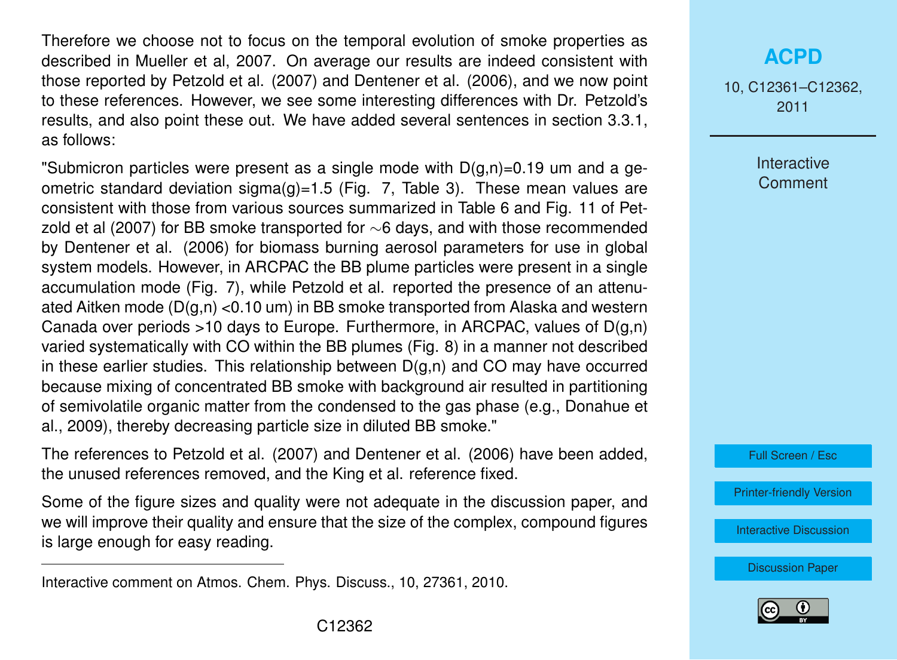Therefore we choose not to focus on the temporal evolution of smoke properties as described in Mueller et al, 2007. On average our results are indeed consistent with those reported by Petzold et al. (2007) and Dentener et al. (2006), and we now point to these references. However, we see some interesting differences with Dr. Petzold's results, and also point these out. We have added several sentences in section 3.3.1, as follows:

"Submicron particles were present as a single mode with D(g,n)=0.19 um and a geometric standard deviation sigma(g)=1.5 (Fig. 7, Table 3). These mean values are consistent with those from various sources summarized in Table 6 and Fig. 11 of Petzold et al (2007) for BB smoke transported for ∼6 days, and with those recommended by Dentener et al. (2006) for biomass burning aerosol parameters for use in global system models. However, in ARCPAC the BB plume particles were present in a single accumulation mode (Fig. 7), while Petzold et al. reported the presence of an attenuated Aitken mode (D(g,n) <0.10 um) in BB smoke transported from Alaska and western Canada over periods >10 days to Europe. Furthermore, in ARCPAC, values of D(g,n) varied systematically with CO within the BB plumes (Fig. 8) in a manner not described in these earlier studies. This relationship between D(g,n) and CO may have occurred because mixing of concentrated BB smoke with background air resulted in partitioning of semivolatile organic matter from the condensed to the gas phase (e.g., Donahue et al., 2009), thereby decreasing particle size in diluted BB smoke."

The references to Petzold et al. (2007) and Dentener et al. (2006) have been added, the unused references removed, and the King et al. reference fixed.

Some of the figure sizes and quality were not adequate in the discussion paper, and we will improve their quality and ensure that the size of the complex, compound figures is large enough for easy reading.

---

Interactive comment on Atmos. Chem. Phys. Discuss., 10, 27361, 2010.